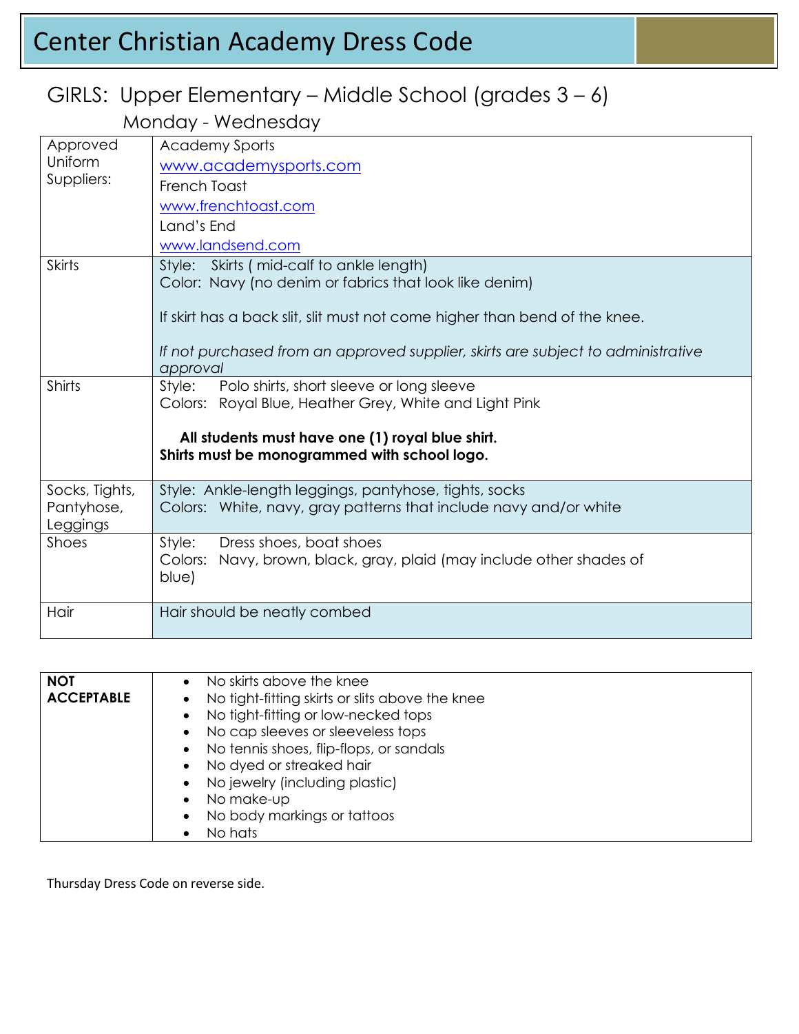# Center Christian Academy Dress Code

## GIRLS: Upper Elementary – Middle School (grades 3 – 6)

### Monday - Wednesday

| | |
|---|---|
| Approved Uniform Suppliers: | Academy Sports<br>www.academysports.com<br>French Toast<br>www.frenchtoast.com<br>Land's End<br>www.landsend.com |
| Skirts | Style: Skirts ( mid-calf to ankle length)<br>Color: Navy (no denim or fabrics that look like denim)<br><br>If skirt has a back slit, slit must not come higher than bend of the knee.<br><br>*If not purchased from an approved supplier, skirts are subject to administrative approval* |
| Shirts | Style: Polo shirts, short sleeve or long sleeve<br>Colors: Royal Blue, Heather Grey, White and Light Pink<br><br>**All students must have one (1) royal blue shirt.**<br>**Shirts must be monogrammed with school logo.** |
| Socks, Tights, Pantyhose, Leggings | Style: Ankle-length leggings, pantyhose, tights, socks<br>Colors: White, navy, gray patterns that include navy and/or white |
| Shoes | Style: Dress shoes, boat shoes<br>Colors: Navy, brown, black, gray, plaid (may include other shades of blue) |
| Hair | Hair should be neatly combed |

| | |
|---|---|
| **NOT ACCEPTABLE** | • No skirts above the knee<br>• No tight-fitting skirts or slits above the knee<br>• No tight-fitting or low-necked tops<br>• No cap sleeves or sleeveless tops<br>• No tennis shoes, flip-flops, or sandals<br>• No dyed or streaked hair<br>• No jewelry (including plastic)<br>• No make-up<br>• No body markings or tattoos<br>• No hats |

Thursday Dress Code on reverse side.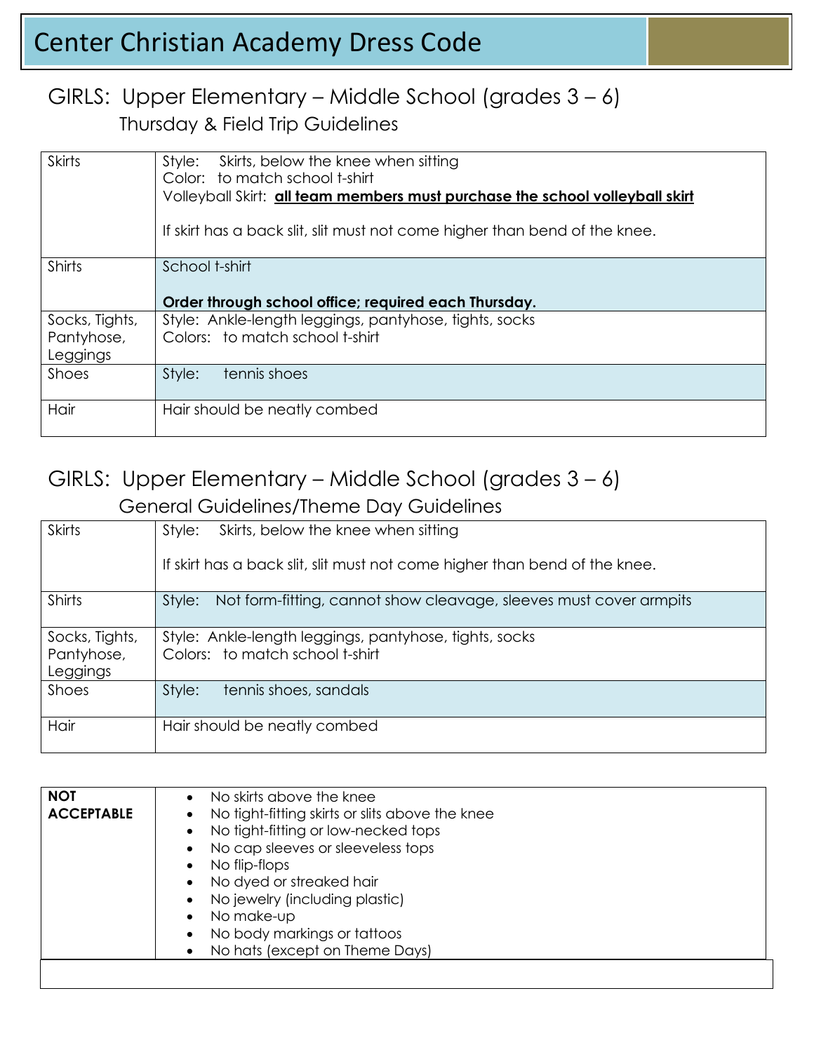# Center Christian Academy Dress Code

## GIRLS: Upper Elementary – Middle School (grades 3 – 6)

### Thursday & Field Trip Guidelines

| | |
|---|---|
| Skirts | Style: Skirts, below the knee when sitting<br>Color: to match school t-shirt<br>Volleyball Skirt: **all team members must purchase the school volleyball skirt**<br><br>If skirt has a back slit, slit must not come higher than bend of the knee. |
| Shirts | School t-shirt<br><br>**Order through school office; required each Thursday.** |
| Socks, Tights, Pantyhose, Leggings | Style: Ankle-length leggings, pantyhose, tights, socks<br>Colors: to match school t-shirt |
| Shoes | Style: tennis shoes |
| Hair | Hair should be neatly combed |

## GIRLS: Upper Elementary – Middle School (grades 3 – 6)

### General Guidelines/Theme Day Guidelines

| | |
|---|---|
| Skirts | Style: Skirts, below the knee when sitting<br><br>If skirt has a back slit, slit must not come higher than bend of the knee. |
| Shirts | Style: Not form-fitting, cannot show cleavage, sleeves must cover armpits |
| Socks, Tights, Pantyhose, Leggings | Style: Ankle-length leggings, pantyhose, tights, socks<br>Colors: to match school t-shirt |
| Shoes | Style: tennis shoes, sandals |
| Hair | Hair should be neatly combed |

| | |
|---|---|
| **NOT ACCEPTABLE** | • No skirts above the knee<br>• No tight-fitting skirts or slits above the knee<br>• No tight-fitting or low-necked tops<br>• No cap sleeves or sleeveless tops<br>• No flip-flops<br>• No dyed or streaked hair<br>• No jewelry (including plastic)<br>• No make-up<br>• No body markings or tattoos<br>• No hats (except on Theme Days) |